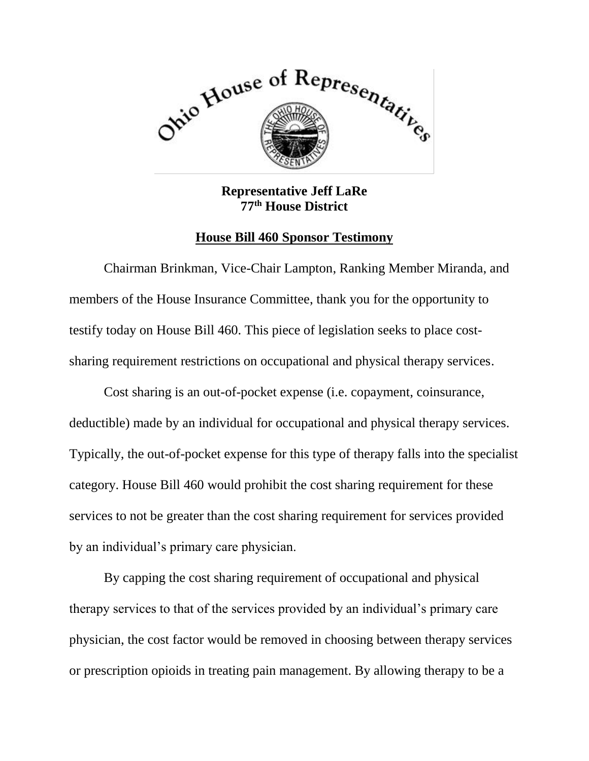**Representative Jeff LaRe**
**77th House District**

## House Bill 460 Sponsor Testimony

Chairman Brinkman, Vice-Chair Lampton, Ranking Member Miranda, and members of the House Insurance Committee, thank you for the opportunity to testify today on House Bill 460. This piece of legislation seeks to place cost-sharing requirement restrictions on occupational and physical therapy services.

Cost sharing is an out-of-pocket expense (i.e. copayment, coinsurance, deductible) made by an individual for occupational and physical therapy services. Typically, the out-of-pocket expense for this type of therapy falls into the specialist category. House Bill 460 would prohibit the cost sharing requirement for these services to not be greater than the cost sharing requirement for services provided by an individual's primary care physician.

By capping the cost sharing requirement of occupational and physical therapy services to that of the services provided by an individual's primary care physician, the cost factor would be removed in choosing between therapy services or prescription opioids in treating pain management. By allowing therapy to be a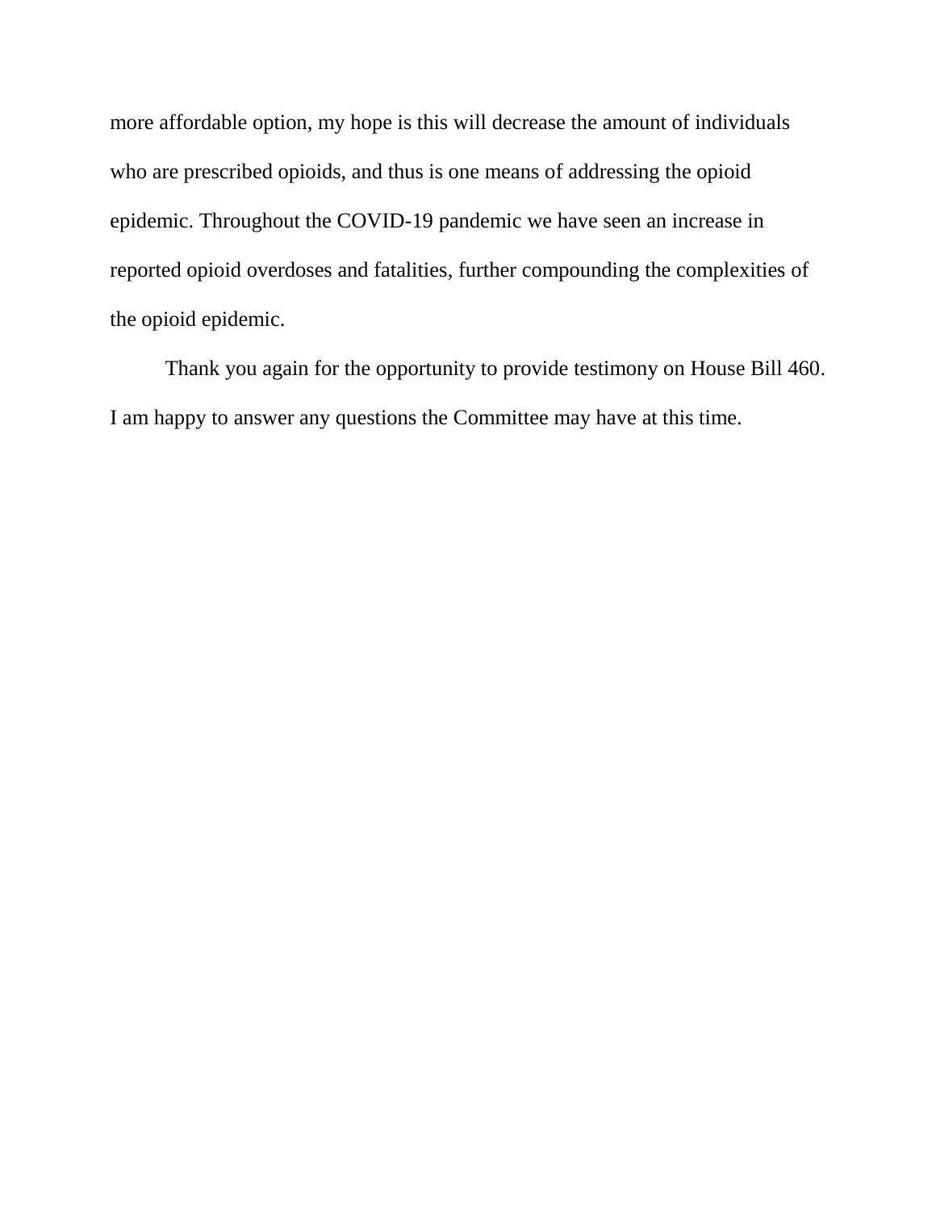more affordable option, my hope is this will decrease the amount of individuals who are prescribed opioids, and thus is one means of addressing the opioid epidemic. Throughout the COVID-19 pandemic we have seen an increase in reported opioid overdoses and fatalities, further compounding the complexities of the opioid epidemic.

Thank you again for the opportunity to provide testimony on House Bill 460. I am happy to answer any questions the Committee may have at this time.